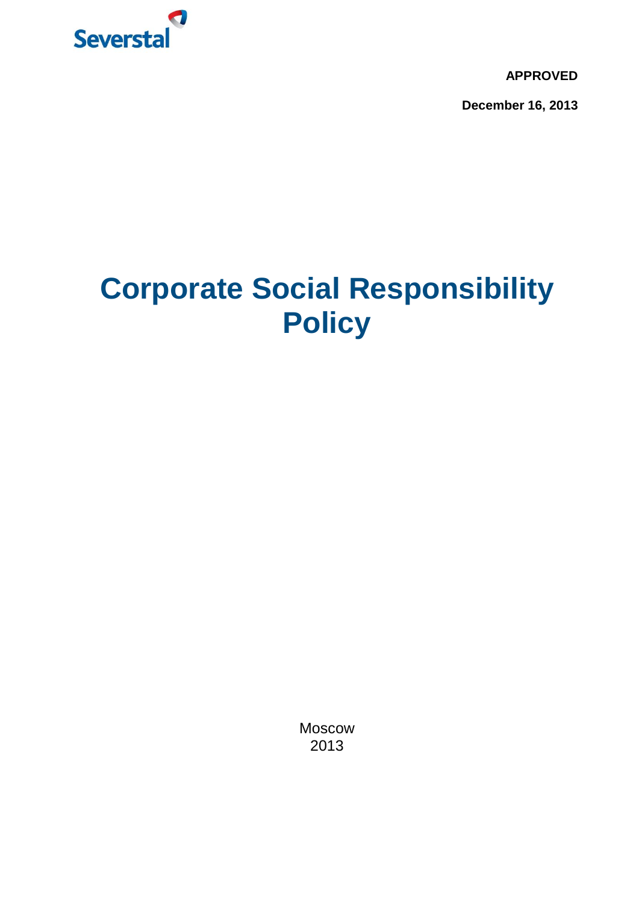Severstal

**APPROVED**

**December 16, 2013**

# Corporate Social Responsibility Policy

Moscow
2013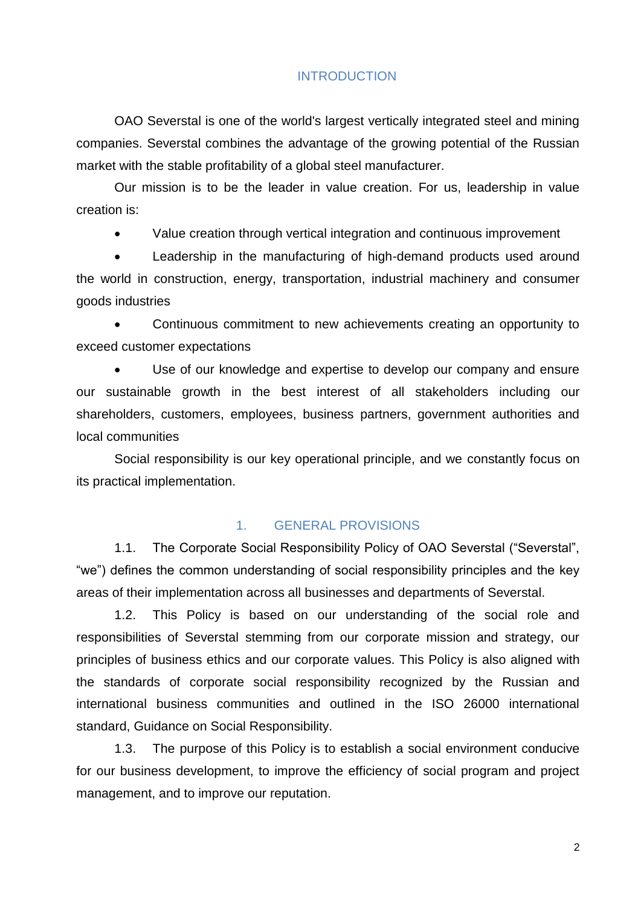# INTRODUCTION

OAO Severstal is one of the world's largest vertically integrated steel and mining companies. Severstal combines the advantage of the growing potential of the Russian market with the stable profitability of a global steel manufacturer.

Our mission is to be the leader in value creation. For us, leadership in value creation is:

- Value creation through vertical integration and continuous improvement
- Leadership in the manufacturing of high-demand products used around the world in construction, energy, transportation, industrial machinery and consumer goods industries
- Continuous commitment to new achievements creating an opportunity to exceed customer expectations
- Use of our knowledge and expertise to develop our company and ensure our sustainable growth in the best interest of all stakeholders including our shareholders, customers, employees, business partners, government authorities and local communities

Social responsibility is our key operational principle, and we constantly focus on its practical implementation.

## 1. GENERAL PROVISIONS

1.1. The Corporate Social Responsibility Policy of OAO Severstal ("Severstal", "we") defines the common understanding of social responsibility principles and the key areas of their implementation across all businesses and departments of Severstal.

1.2. This Policy is based on our understanding of the social role and responsibilities of Severstal stemming from our corporate mission and strategy, our principles of business ethics and our corporate values. This Policy is also aligned with the standards of corporate social responsibility recognized by the Russian and international business communities and outlined in the ISO 26000 international standard, Guidance on Social Responsibility.

1.3. The purpose of this Policy is to establish a social environment conducive for our business development, to improve the efficiency of social program and project management, and to improve our reputation.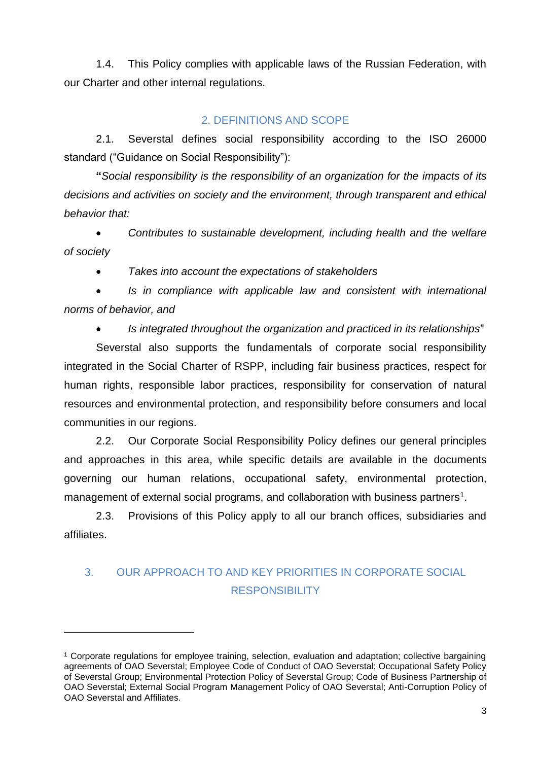1.4. This Policy complies with applicable laws of the Russian Federation, with our Charter and other internal regulations.

## 2. DEFINITIONS AND SCOPE

2.1. Severstal defines social responsibility according to the ISO 26000 standard ("Guidance on Social Responsibility"):

**"***Social responsibility is the responsibility of an organization for the impacts of its decisions and activities on society and the environment, through transparent and ethical behavior that:*

- *Contributes to sustainable development, including health and the welfare of society*
- *Takes into account the expectations of stakeholders*
- *Is in compliance with applicable law and consistent with international norms of behavior, and*
- *Is integrated throughout the organization and practiced in its relationships*"

Severstal also supports the fundamentals of corporate social responsibility integrated in the Social Charter of RSPP, including fair business practices, respect for human rights, responsible labor practices, responsibility for conservation of natural resources and environmental protection, and responsibility before consumers and local communities in our regions.

2.2. Our Corporate Social Responsibility Policy defines our general principles and approaches in this area, while specific details are available in the documents governing our human relations, occupational safety, environmental protection, management of external social programs, and collaboration with business partners[1].

2.3. Provisions of this Policy apply to all our branch offices, subsidiaries and affiliates.

## 3. OUR APPROACH TO AND KEY PRIORITIES IN CORPORATE SOCIAL RESPONSIBILITY

---

[1] Corporate regulations for employee training, selection, evaluation and adaptation; collective bargaining agreements of OAO Severstal; Employee Code of Conduct of OAO Severstal; Occupational Safety Policy of Severstal Group; Environmental Protection Policy of Severstal Group; Code of Business Partnership of OAO Severstal; External Social Program Management Policy of OAO Severstal; Anti-Corruption Policy of OAO Severstal and Affiliates.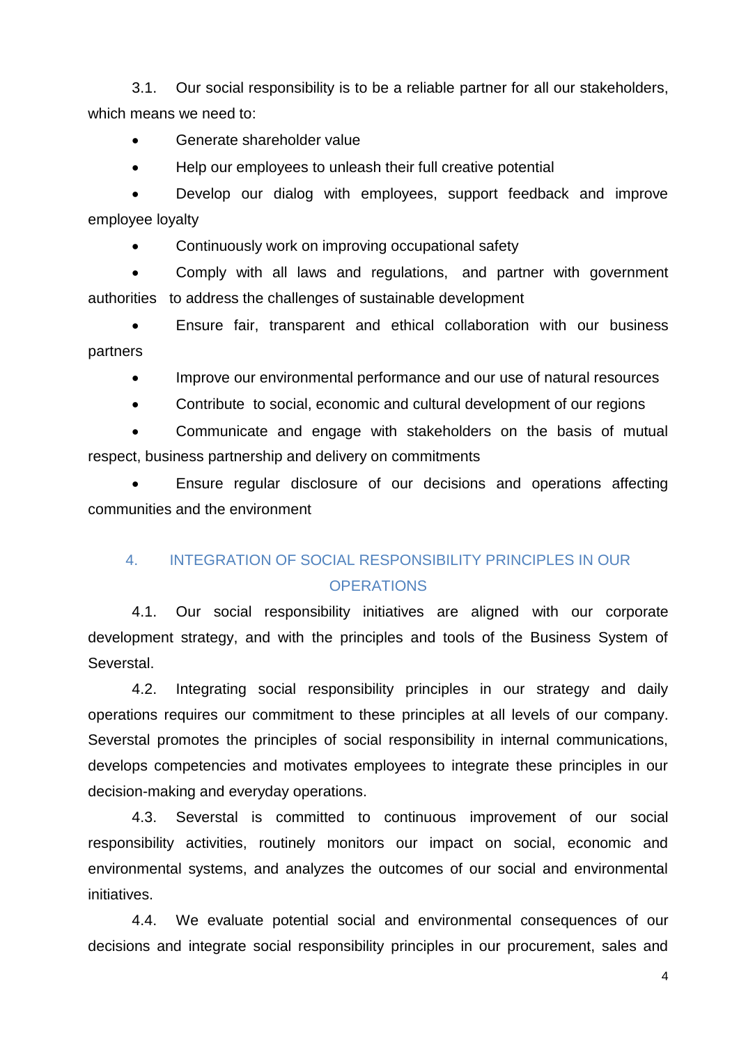3.1. Our social responsibility is to be a reliable partner for all our stakeholders, which means we need to:

- Generate shareholder value
- Help our employees to unleash their full creative potential
- Develop our dialog with employees, support feedback and improve employee loyalty
- Continuously work on improving occupational safety
- Comply with all laws and regulations, and partner with government authorities to address the challenges of sustainable development
- Ensure fair, transparent and ethical collaboration with our business partners
- Improve our environmental performance and our use of natural resources
- Contribute to social, economic and cultural development of our regions
- Communicate and engage with stakeholders on the basis of mutual respect, business partnership and delivery on commitments
- Ensure regular disclosure of our decisions and operations affecting communities and the environment

## 4. INTEGRATION OF SOCIAL RESPONSIBILITY PRINCIPLES IN OUR OPERATIONS

4.1. Our social responsibility initiatives are aligned with our corporate development strategy, and with the principles and tools of the Business System of Severstal.

4.2. Integrating social responsibility principles in our strategy and daily operations requires our commitment to these principles at all levels of our company. Severstal promotes the principles of social responsibility in internal communications, develops competencies and motivates employees to integrate these principles in our decision-making and everyday operations.

4.3. Severstal is committed to continuous improvement of our social responsibility activities, routinely monitors our impact on social, economic and environmental systems, and analyzes the outcomes of our social and environmental initiatives.

4.4. We evaluate potential social and environmental consequences of our decisions and integrate social responsibility principles in our procurement, sales and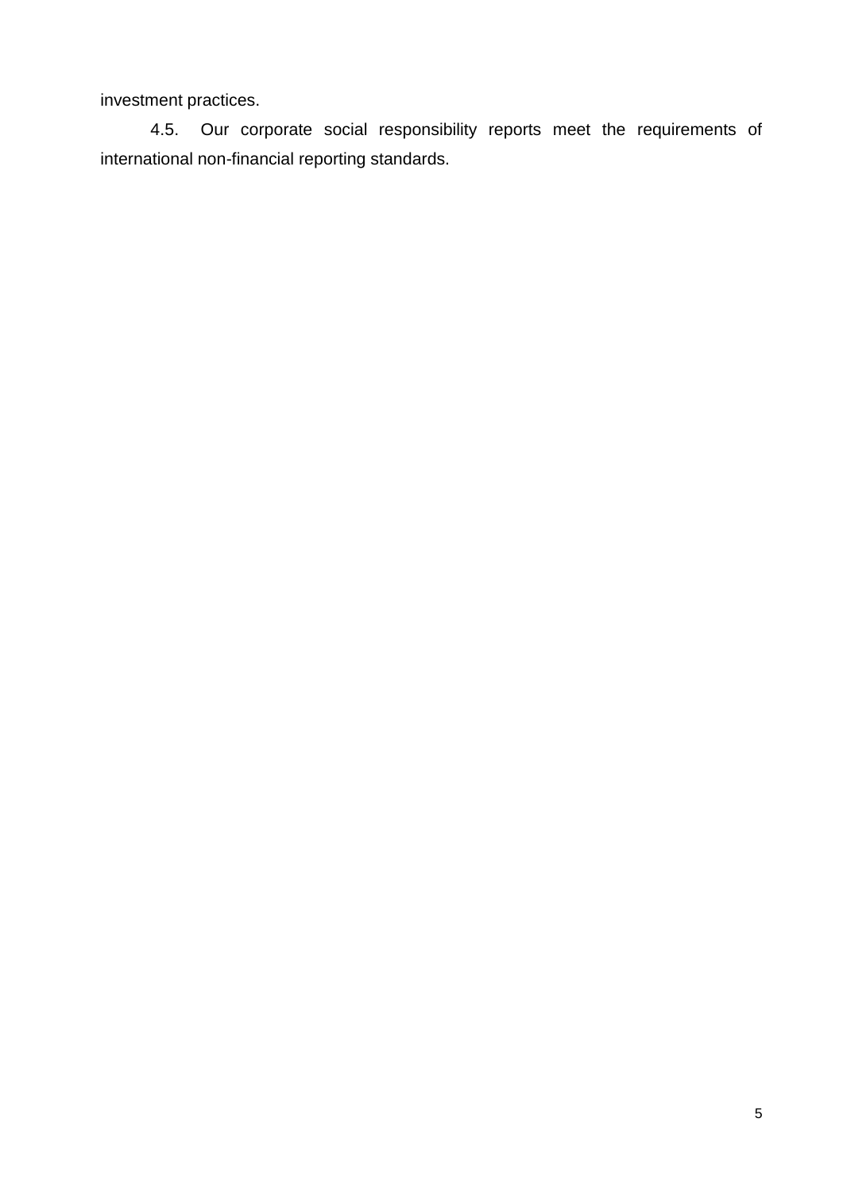investment practices.

4.5. Our corporate social responsibility reports meet the requirements of international non-financial reporting standards.